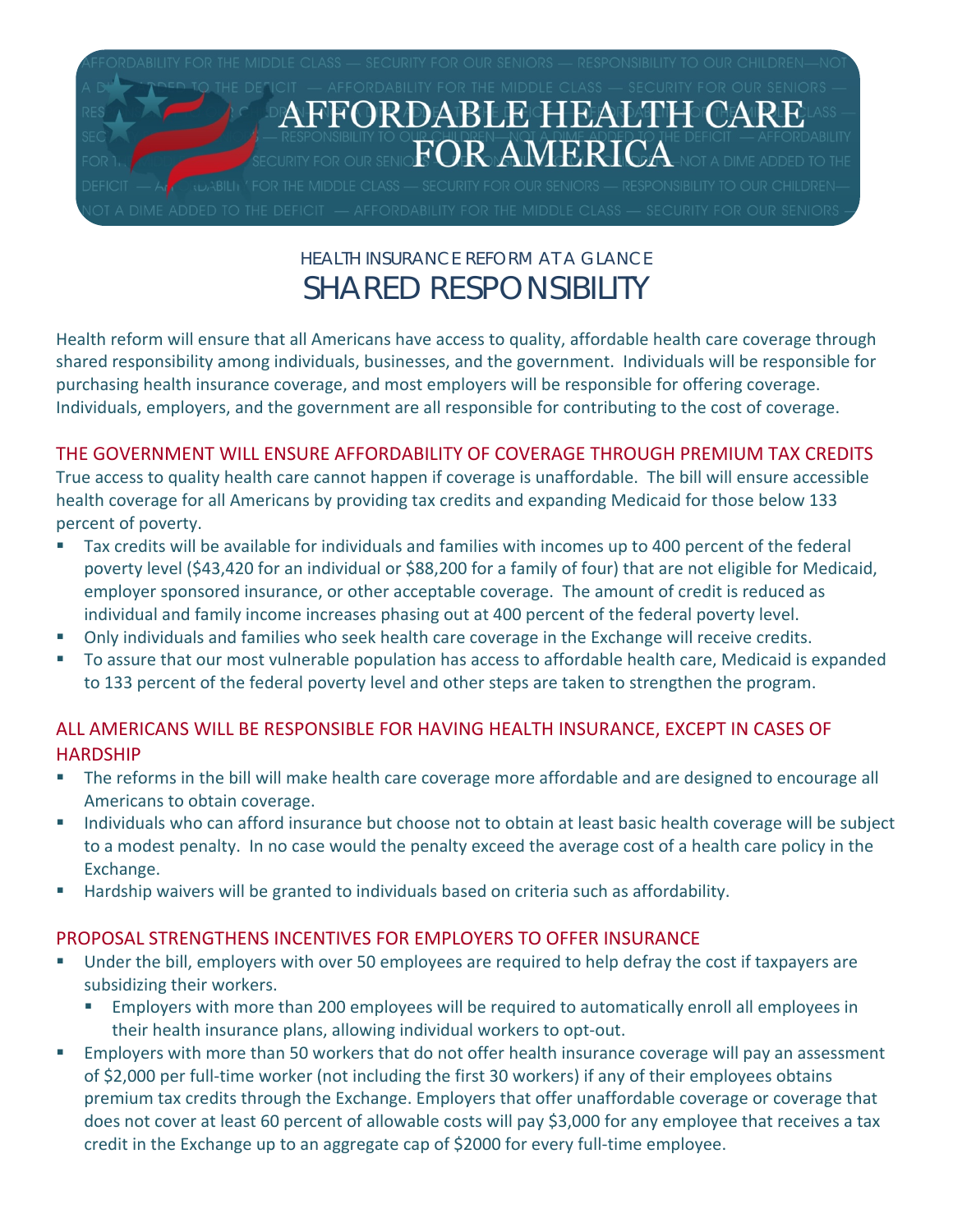# AFFORDABLE HEALTH CARE FOR AMERICA

HEALTH INSURANCE REFORM AT A GLANCE

## SHARED RESPONSIBILITY

Health reform will ensure that all Americans have access to quality, affordable health care coverage through shared responsibility among individuals, businesses, and the government. Individuals will be responsible for purchasing health insurance coverage, and most employers will be responsible for offering coverage. Individuals, employers, and the government are all responsible for contributing to the cost of coverage.

### THE GOVERNMENT WILL ENSURE AFFORDABILITY OF COVERAGE THROUGH PREMIUM TAX CREDITS

True access to quality health care cannot happen if coverage is unaffordable. The bill will ensure accessible health coverage for all Americans by providing tax credits and expanding Medicaid for those below 133 percent of poverty.

- Tax credits will be available for individuals and families with incomes up to 400 percent of the federal poverty level ($43,420 for an individual or $88,200 for a family of four) that are not eligible for Medicaid, employer sponsored insurance, or other acceptable coverage. The amount of credit is reduced as individual and family income increases phasing out at 400 percent of the federal poverty level.
- Only individuals and families who seek health care coverage in the Exchange will receive credits.
- To assure that our most vulnerable population has access to affordable health care, Medicaid is expanded to 133 percent of the federal poverty level and other steps are taken to strengthen the program.

### ALL AMERICANS WILL BE RESPONSIBLE FOR HAVING HEALTH INSURANCE, EXCEPT IN CASES OF HARDSHIP

- The reforms in the bill will make health care coverage more affordable and are designed to encourage all Americans to obtain coverage.
- Individuals who can afford insurance but choose not to obtain at least basic health coverage will be subject to a modest penalty. In no case would the penalty exceed the average cost of a health care policy in the Exchange.
- Hardship waivers will be granted to individuals based on criteria such as affordability.

### PROPOSAL STRENGTHENS INCENTIVES FOR EMPLOYERS TO OFFER INSURANCE

- Under the bill, employers with over 50 employees are required to help defray the cost if taxpayers are subsidizing their workers.
  - Employers with more than 200 employees will be required to automatically enroll all employees in their health insurance plans, allowing individual workers to opt-out.
- Employers with more than 50 workers that do not offer health insurance coverage will pay an assessment of $2,000 per full-time worker (not including the first 30 workers) if any of their employees obtains premium tax credits through the Exchange. Employers that offer unaffordable coverage or coverage that does not cover at least 60 percent of allowable costs will pay $3,000 for any employee that receives a tax credit in the Exchange up to an aggregate cap of $2000 for every full-time employee.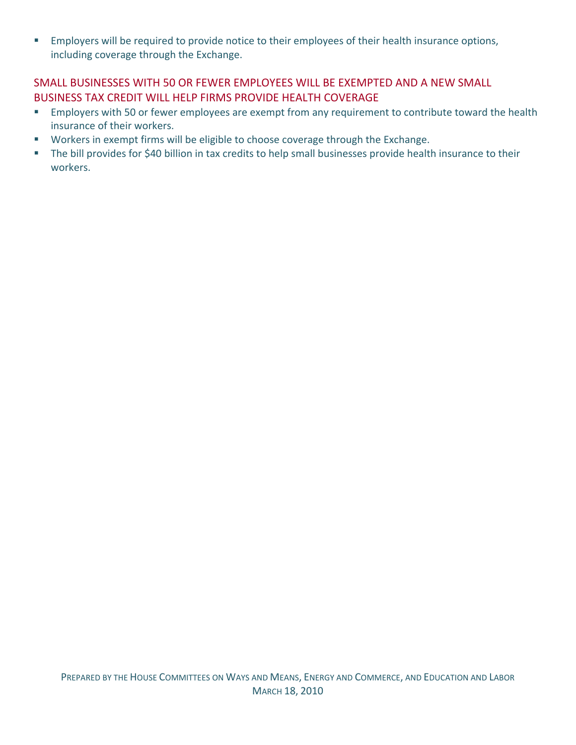- Employers will be required to provide notice to their employees of their health insurance options, including coverage through the Exchange.

## SMALL BUSINESSES WITH 50 OR FEWER EMPLOYEES WILL BE EXEMPTED AND A NEW SMALL BUSINESS TAX CREDIT WILL HELP FIRMS PROVIDE HEALTH COVERAGE

- Employers with 50 or fewer employees are exempt from any requirement to contribute toward the health insurance of their workers.
- Workers in exempt firms will be eligible to choose coverage through the Exchange.
- The bill provides for $40 billion in tax credits to help small businesses provide health insurance to their workers.

PREPARED BY THE HOUSE COMMITTEES ON WAYS AND MEANS, ENERGY AND COMMERCE, AND EDUCATION AND LABOR
MARCH 18, 2010